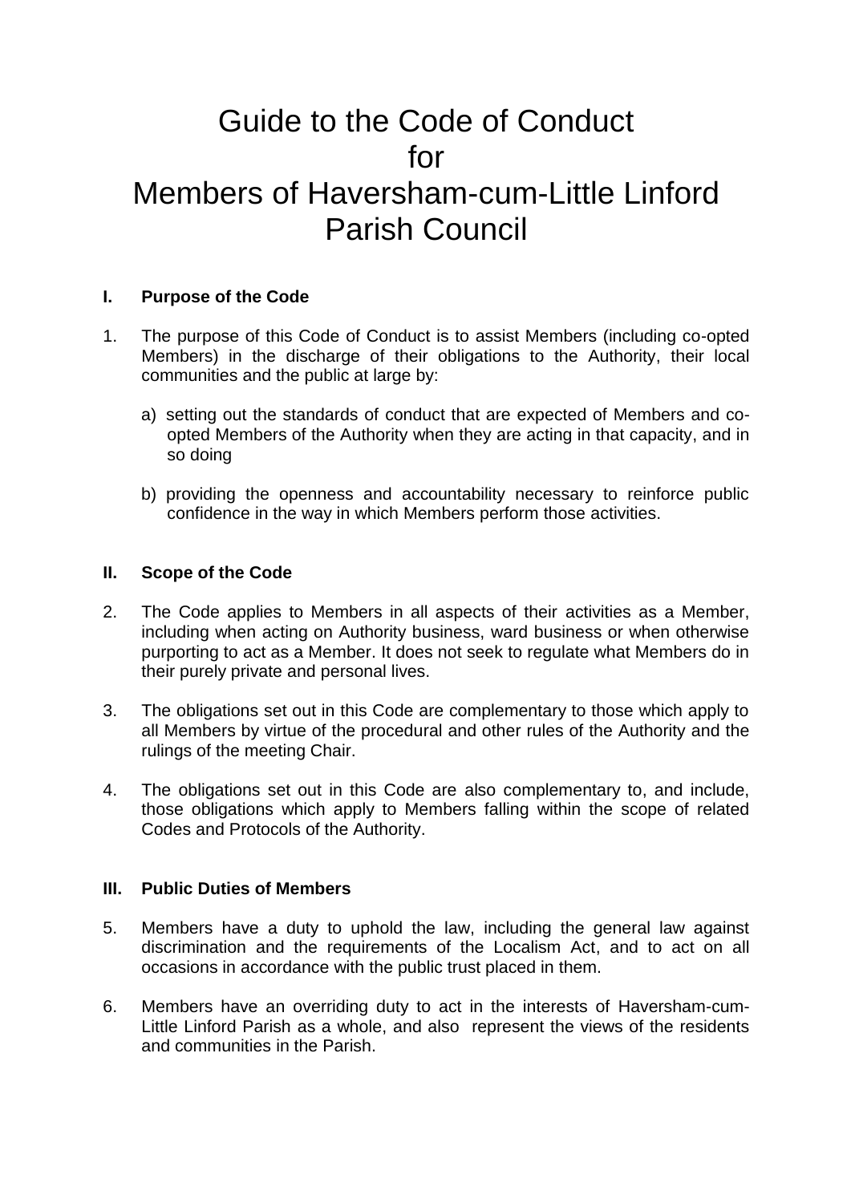# Guide to the Code of Conduct for Members of Haversham-cum-Little Linford Parish Council

## I. Purpose of the Code

1. The purpose of this Code of Conduct is to assist Members (including co-opted Members) in the discharge of their obligations to the Authority, their local communities and the public at large by:

   a) setting out the standards of conduct that are expected of Members and co-opted Members of the Authority when they are acting in that capacity, and in so doing

   b) providing the openness and accountability necessary to reinforce public confidence in the way in which Members perform those activities.

## II. Scope of the Code

2. The Code applies to Members in all aspects of their activities as a Member, including when acting on Authority business, ward business or when otherwise purporting to act as a Member. It does not seek to regulate what Members do in their purely private and personal lives.

3. The obligations set out in this Code are complementary to those which apply to all Members by virtue of the procedural and other rules of the Authority and the rulings of the meeting Chair.

4. The obligations set out in this Code are also complementary to, and include, those obligations which apply to Members falling within the scope of related Codes and Protocols of the Authority.

## III. Public Duties of Members

5. Members have a duty to uphold the law, including the general law against discrimination and the requirements of the Localism Act, and to act on all occasions in accordance with the public trust placed in them.

6. Members have an overriding duty to act in the interests of Haversham-cum-Little Linford Parish as a whole, and also represent the views of the residents and communities in the Parish.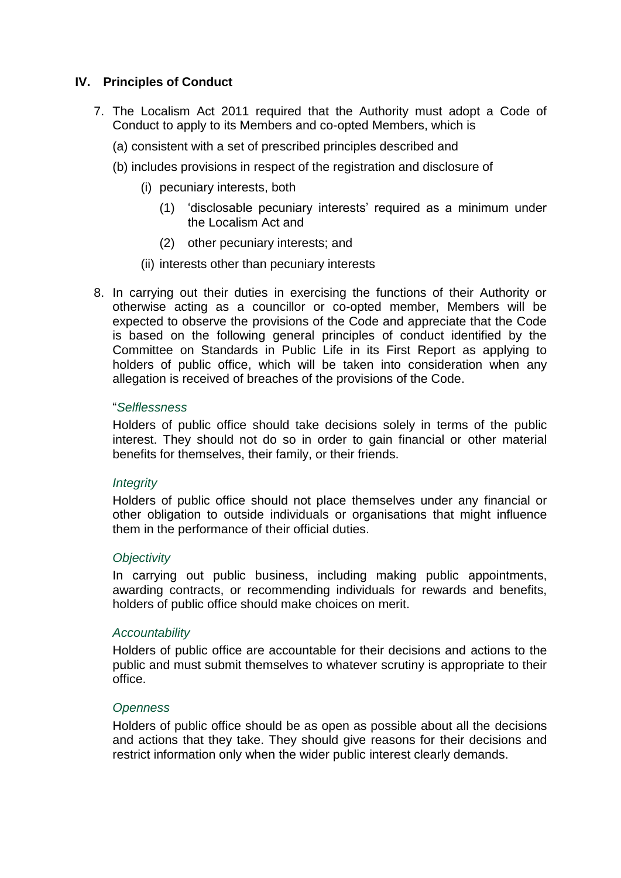## IV. Principles of Conduct

7. The Localism Act 2011 required that the Authority must adopt a Code of Conduct to apply to its Members and co-opted Members, which is

   (a) consistent with a set of prescribed principles described and

   (b) includes provisions in respect of the registration and disclosure of

   - (i) pecuniary interests, both
     - (1) 'disclosable pecuniary interests' required as a minimum under the Localism Act and
     - (2) other pecuniary interests; and
   - (ii) interests other than pecuniary interests

8. In carrying out their duties in exercising the functions of their Authority or otherwise acting as a councillor or co-opted member, Members will be expected to observe the provisions of the Code and appreciate that the Code is based on the following general principles of conduct identified by the Committee on Standards in Public Life in its First Report as applying to holders of public office, which will be taken into consideration when any allegation is received of breaches of the provisions of the Code.

   "*Selflessness*

   Holders of public office should take decisions solely in terms of the public interest. They should not do so in order to gain financial or other material benefits for themselves, their family, or their friends.

   *Integrity*

   Holders of public office should not place themselves under any financial or other obligation to outside individuals or organisations that might influence them in the performance of their official duties.

   *Objectivity*

   In carrying out public business, including making public appointments, awarding contracts, or recommending individuals for rewards and benefits, holders of public office should make choices on merit.

   *Accountability*

   Holders of public office are accountable for their decisions and actions to the public and must submit themselves to whatever scrutiny is appropriate to their office.

   *Openness*

   Holders of public office should be as open as possible about all the decisions and actions that they take. They should give reasons for their decisions and restrict information only when the wider public interest clearly demands.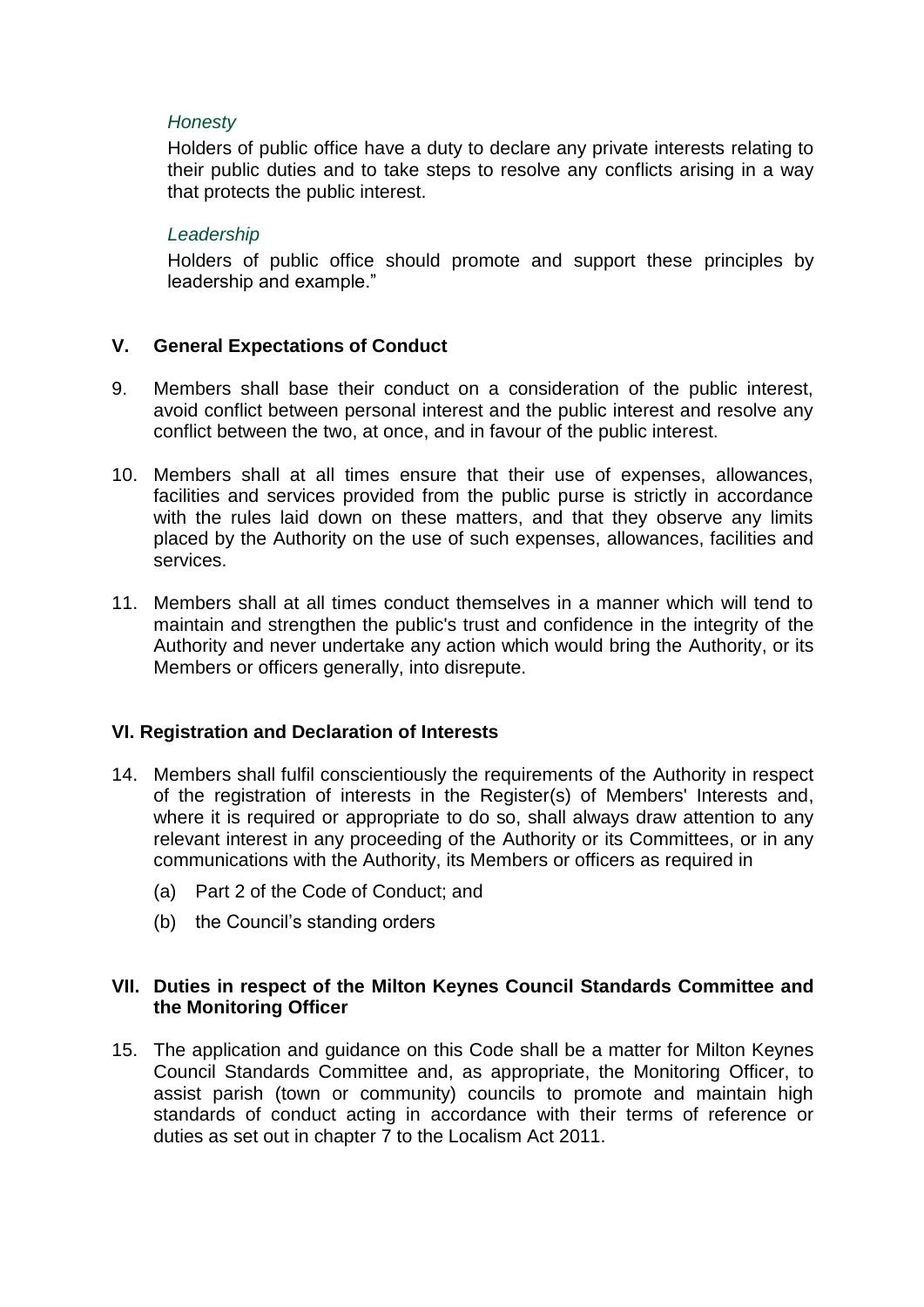*Honesty*

Holders of public office have a duty to declare any private interests relating to their public duties and to take steps to resolve any conflicts arising in a way that protects the public interest.

*Leadership*

Holders of public office should promote and support these principles by leadership and example."

## V. General Expectations of Conduct

9. Members shall base their conduct on a consideration of the public interest, avoid conflict between personal interest and the public interest and resolve any conflict between the two, at once, and in favour of the public interest.

10. Members shall at all times ensure that their use of expenses, allowances, facilities and services provided from the public purse is strictly in accordance with the rules laid down on these matters, and that they observe any limits placed by the Authority on the use of such expenses, allowances, facilities and services.

11. Members shall at all times conduct themselves in a manner which will tend to maintain and strengthen the public's trust and confidence in the integrity of the Authority and never undertake any action which would bring the Authority, or its Members or officers generally, into disrepute.

## VI. Registration and Declaration of Interests

14. Members shall fulfil conscientiously the requirements of the Authority in respect of the registration of interests in the Register(s) of Members' Interests and, where it is required or appropriate to do so, shall always draw attention to any relevant interest in any proceeding of the Authority or its Committees, or in any communications with the Authority, its Members or officers as required in

    (a) Part 2 of the Code of Conduct; and

    (b) the Council's standing orders

## VII. Duties in respect of the Milton Keynes Council Standards Committee and the Monitoring Officer

15. The application and guidance on this Code shall be a matter for Milton Keynes Council Standards Committee and, as appropriate, the Monitoring Officer, to assist parish (town or community) councils to promote and maintain high standards of conduct acting in accordance with their terms of reference or duties as set out in chapter 7 to the Localism Act 2011.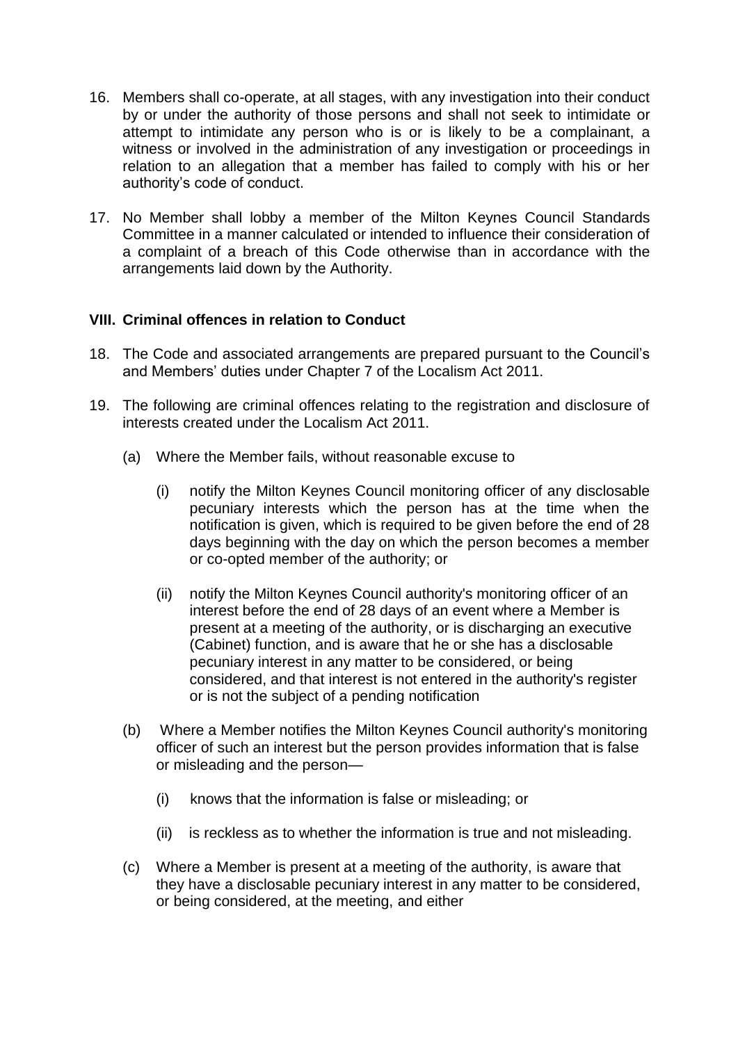16. Members shall co-operate, at all stages, with any investigation into their conduct by or under the authority of those persons and shall not seek to intimidate or attempt to intimidate any person who is or is likely to be a complainant, a witness or involved in the administration of any investigation or proceedings in relation to an allegation that a member has failed to comply with his or her authority's code of conduct.

17. No Member shall lobby a member of the Milton Keynes Council Standards Committee in a manner calculated or intended to influence their consideration of a complaint of a breach of this Code otherwise than in accordance with the arrangements laid down by the Authority.

## VIII. Criminal offences in relation to Conduct

18. The Code and associated arrangements are prepared pursuant to the Council's and Members' duties under Chapter 7 of the Localism Act 2011.

19. The following are criminal offences relating to the registration and disclosure of interests created under the Localism Act 2011.

    (a) Where the Member fails, without reasonable excuse to

    (i) notify the Milton Keynes Council monitoring officer of any disclosable pecuniary interests which the person has at the time when the notification is given, which is required to be given before the end of 28 days beginning with the day on which the person becomes a member or co-opted member of the authority; or

    (ii) notify the Milton Keynes Council authority's monitoring officer of an interest before the end of 28 days of an event where a Member is present at a meeting of the authority, or is discharging an executive (Cabinet) function, and is aware that he or she has a disclosable pecuniary interest in any matter to be considered, or being considered, and that interest is not entered in the authority's register or is not the subject of a pending notification

    (b) Where a Member notifies the Milton Keynes Council authority's monitoring officer of such an interest but the person provides information that is false or misleading and the person—

    (i) knows that the information is false or misleading; or

    (ii) is reckless as to whether the information is true and not misleading.

    (c) Where a Member is present at a meeting of the authority, is aware that they have a disclosable pecuniary interest in any matter to be considered, or being considered, at the meeting, and either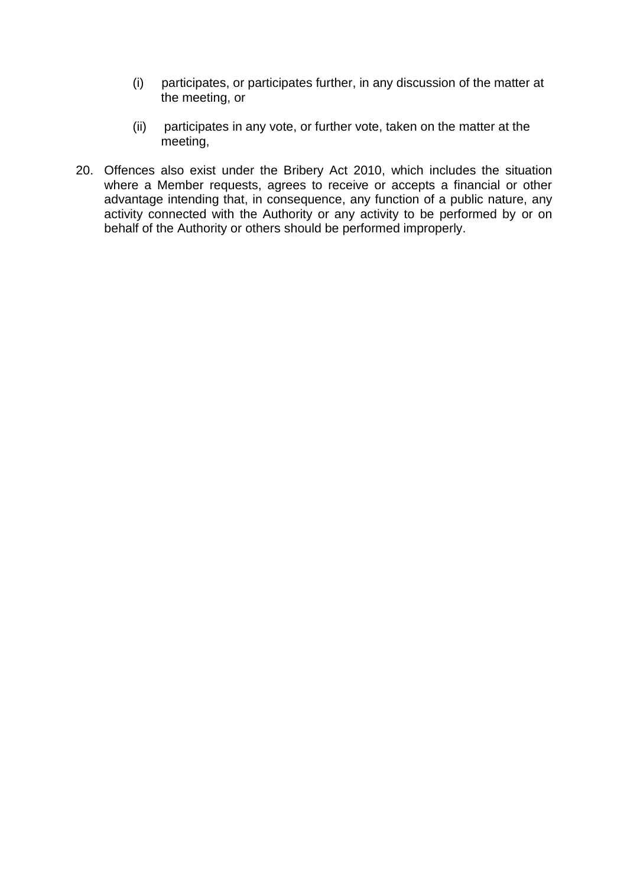(i) participates, or participates further, in any discussion of the matter at the meeting, or

(ii) participates in any vote, or further vote, taken on the matter at the meeting,

20. Offences also exist under the Bribery Act 2010, which includes the situation where a Member requests, agrees to receive or accepts a financial or other advantage intending that, in consequence, any function of a public nature, any activity connected with the Authority or any activity to be performed by or on behalf of the Authority or others should be performed improperly.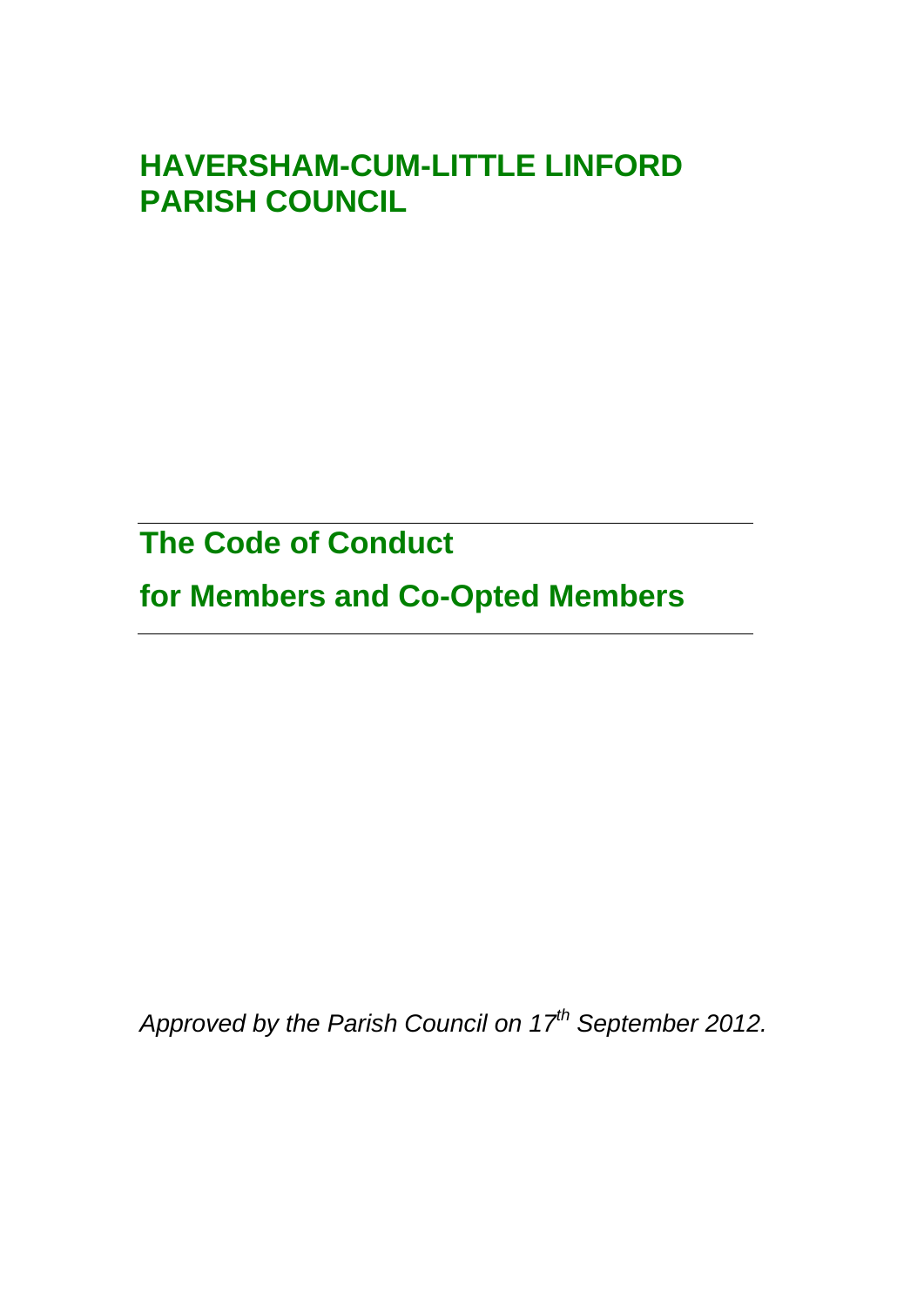# HAVERSHAM-CUM-LITTLE LINFORD PARISH COUNCIL

## The Code of Conduct

## for Members and Co-Opted Members

*Approved by the Parish Council on 17th September 2012.*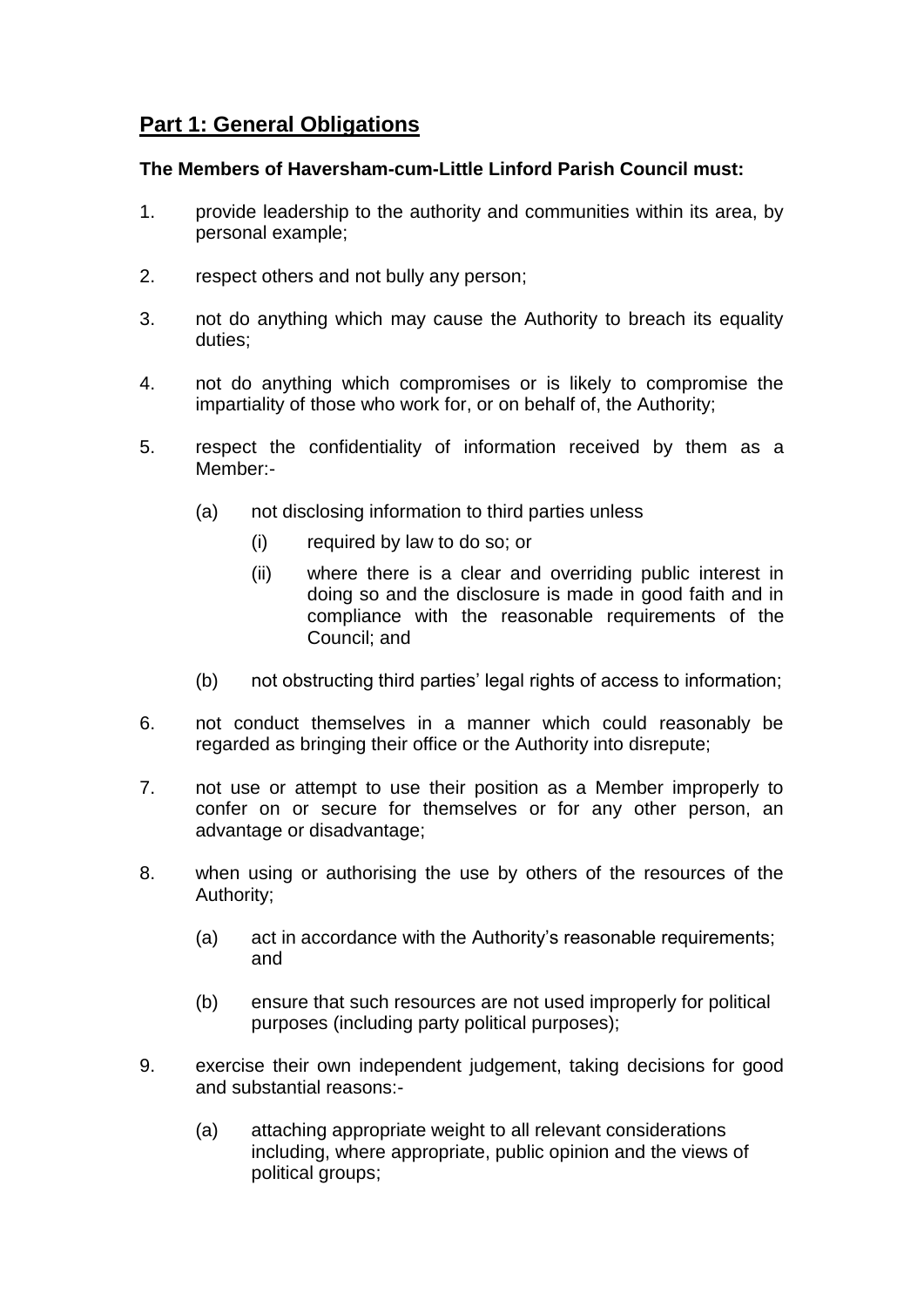## Part 1: General Obligations

**The Members of Haversham-cum-Little Linford Parish Council must:**

1. provide leadership to the authority and communities within its area, by personal example;

2. respect others and not bully any person;

3. not do anything which may cause the Authority to breach its equality duties;

4. not do anything which compromises or is likely to compromise the impartiality of those who work for, or on behalf of, the Authority;

5. respect the confidentiality of information received by them as a Member:-

   (a) not disclosing information to third parties unless

      (i) required by law to do so; or

      (ii) where there is a clear and overriding public interest in doing so and the disclosure is made in good faith and in compliance with the reasonable requirements of the Council; and

   (b) not obstructing third parties' legal rights of access to information;

6. not conduct themselves in a manner which could reasonably be regarded as bringing their office or the Authority into disrepute;

7. not use or attempt to use their position as a Member improperly to confer on or secure for themselves or for any other person, an advantage or disadvantage;

8. when using or authorising the use by others of the resources of the Authority;

   (a) act in accordance with the Authority's reasonable requirements; and

   (b) ensure that such resources are not used improperly for political purposes (including party political purposes);

9. exercise their own independent judgement, taking decisions for good and substantial reasons:-

   (a) attaching appropriate weight to all relevant considerations including, where appropriate, public opinion and the views of political groups;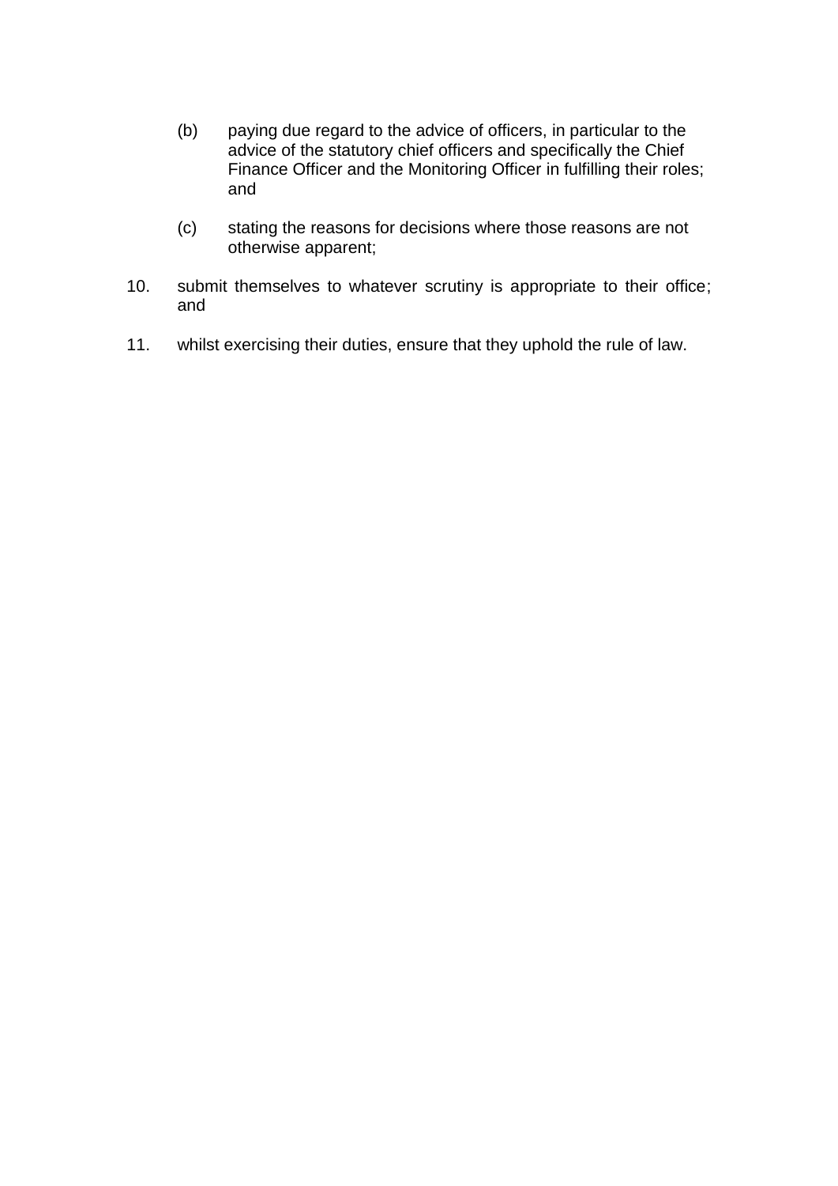(b) paying due regard to the advice of officers, in particular to the advice of the statutory chief officers and specifically the Chief Finance Officer and the Monitoring Officer in fulfilling their roles; and

(c) stating the reasons for decisions where those reasons are not otherwise apparent;

10. submit themselves to whatever scrutiny is appropriate to their office; and

11. whilst exercising their duties, ensure that they uphold the rule of law.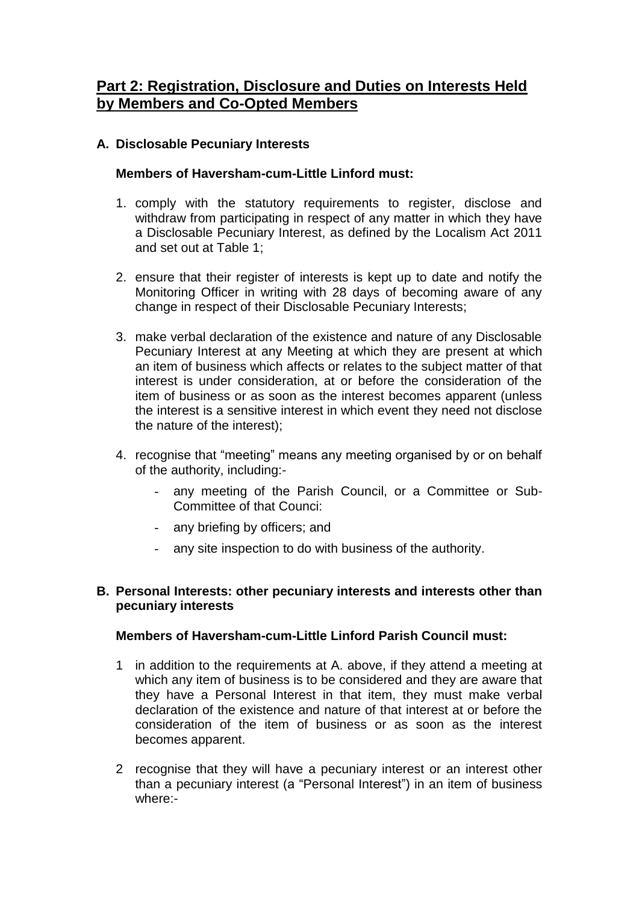## Part 2: Registration, Disclosure and Duties on Interests Held by Members and Co-Opted Members

### A. Disclosable Pecuniary Interests

**Members of Haversham-cum-Little Linford must:**

1. comply with the statutory requirements to register, disclose and withdraw from participating in respect of any matter in which they have a Disclosable Pecuniary Interest, as defined by the Localism Act 2011 and set out at Table 1;

2. ensure that their register of interests is kept up to date and notify the Monitoring Officer in writing with 28 days of becoming aware of any change in respect of their Disclosable Pecuniary Interests;

3. make verbal declaration of the existence and nature of any Disclosable Pecuniary Interest at any Meeting at which they are present at which an item of business which affects or relates to the subject matter of that interest is under consideration, at or before the consideration of the item of business or as soon as the interest becomes apparent (unless the interest is a sensitive interest in which event they need not disclose the nature of the interest);

4. recognise that "meeting" means any meeting organised by or on behalf of the authority, including:-
   - any meeting of the Parish Council, or a Committee or Sub-Committee of that Counci:
   - any briefing by officers; and
   - any site inspection to do with business of the authority.

### B. Personal Interests: other pecuniary interests and interests other than pecuniary interests

**Members of Haversham-cum-Little Linford Parish Council must:**

1 in addition to the requirements at A. above, if they attend a meeting at which any item of business is to be considered and they are aware that they have a Personal Interest in that item, they must make verbal declaration of the existence and nature of that interest at or before the consideration of the item of business or as soon as the interest becomes apparent.

2 recognise that they will have a pecuniary interest or an interest other than a pecuniary interest (a "Personal Interest") in an item of business where:-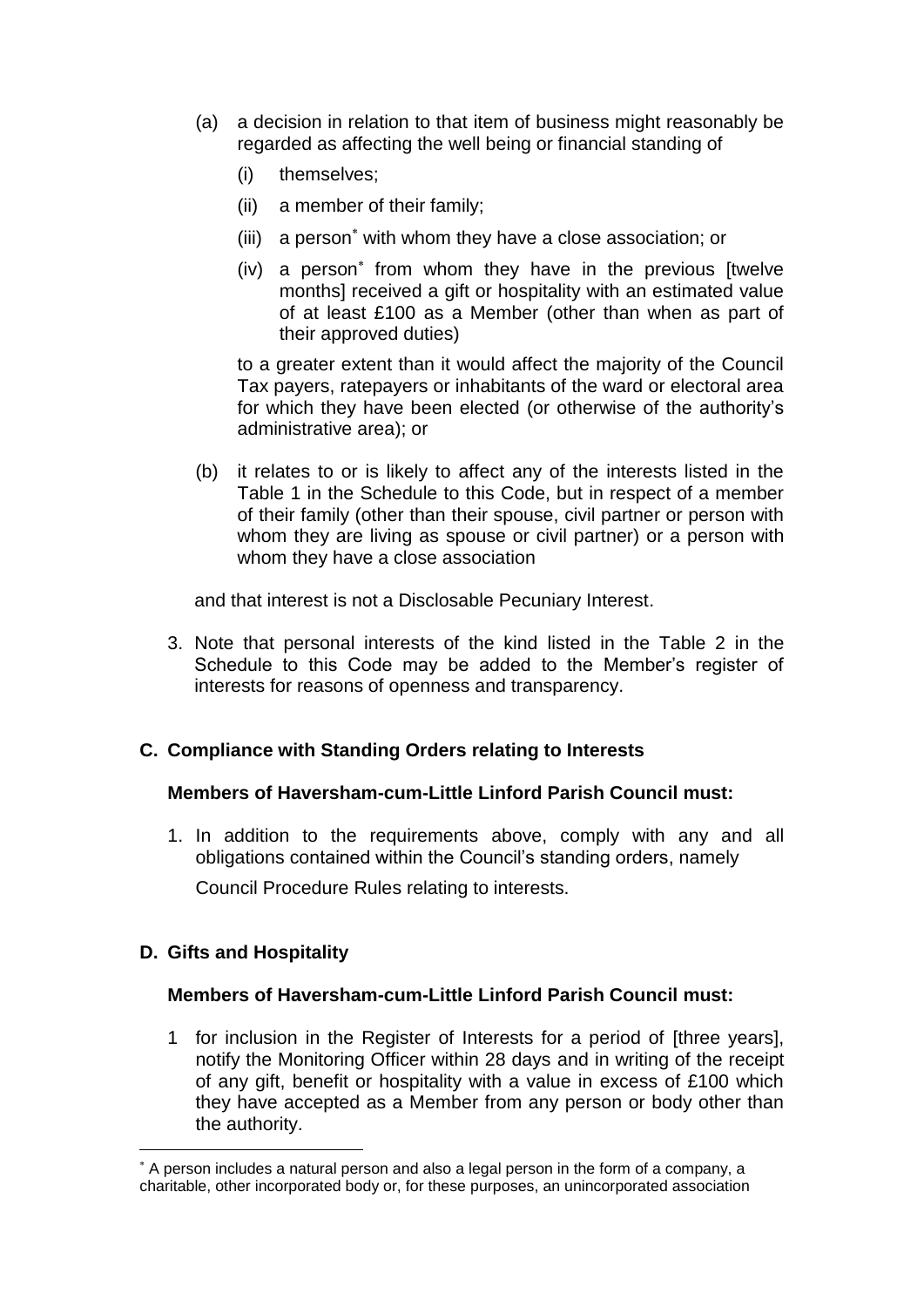(a) a decision in relation to that item of business might reasonably be regarded as affecting the well being or financial standing of

   (i) themselves;

   (ii) a member of their family;

   (iii) a person[*] with whom they have a close association; or

   (iv) a person[*] from whom they have in the previous [twelve months] received a gift or hospitality with an estimated value of at least £100 as a Member (other than when as part of their approved duties)

   to a greater extent than it would affect the majority of the Council Tax payers, ratepayers or inhabitants of the ward or electoral area for which they have been elected (or otherwise of the authority's administrative area); or

(b) it relates to or is likely to affect any of the interests listed in the Table 1 in the Schedule to this Code, but in respect of a member of their family (other than their spouse, civil partner or person with whom they are living as spouse or civil partner) or a person with whom they have a close association

and that interest is not a Disclosable Pecuniary Interest.

3. Note that personal interests of the kind listed in the Table 2 in the Schedule to this Code may be added to the Member's register of interests for reasons of openness and transparency.

## C. Compliance with Standing Orders relating to Interests

**Members of Haversham-cum-Little Linford Parish Council must:**

1. In addition to the requirements above, comply with any and all obligations contained within the Council's standing orders, namely

   Council Procedure Rules relating to interests.

## D. Gifts and Hospitality

**Members of Haversham-cum-Little Linford Parish Council must:**

1 for inclusion in the Register of Interests for a period of [three years], notify the Monitoring Officer within 28 days and in writing of the receipt of any gift, benefit or hospitality with a value in excess of £100 which they have accepted as a Member from any person or body other than the authority.

---

[*] A person includes a natural person and also a legal person in the form of a company, a charitable, other incorporated body or, for these purposes, an unincorporated association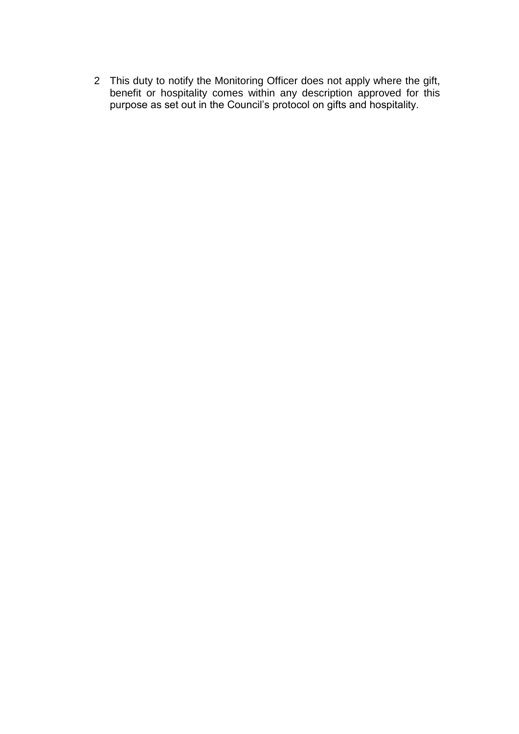2. This duty to notify the Monitoring Officer does not apply where the gift, benefit or hospitality comes within any description approved for this purpose as set out in the Council's protocol on gifts and hospitality.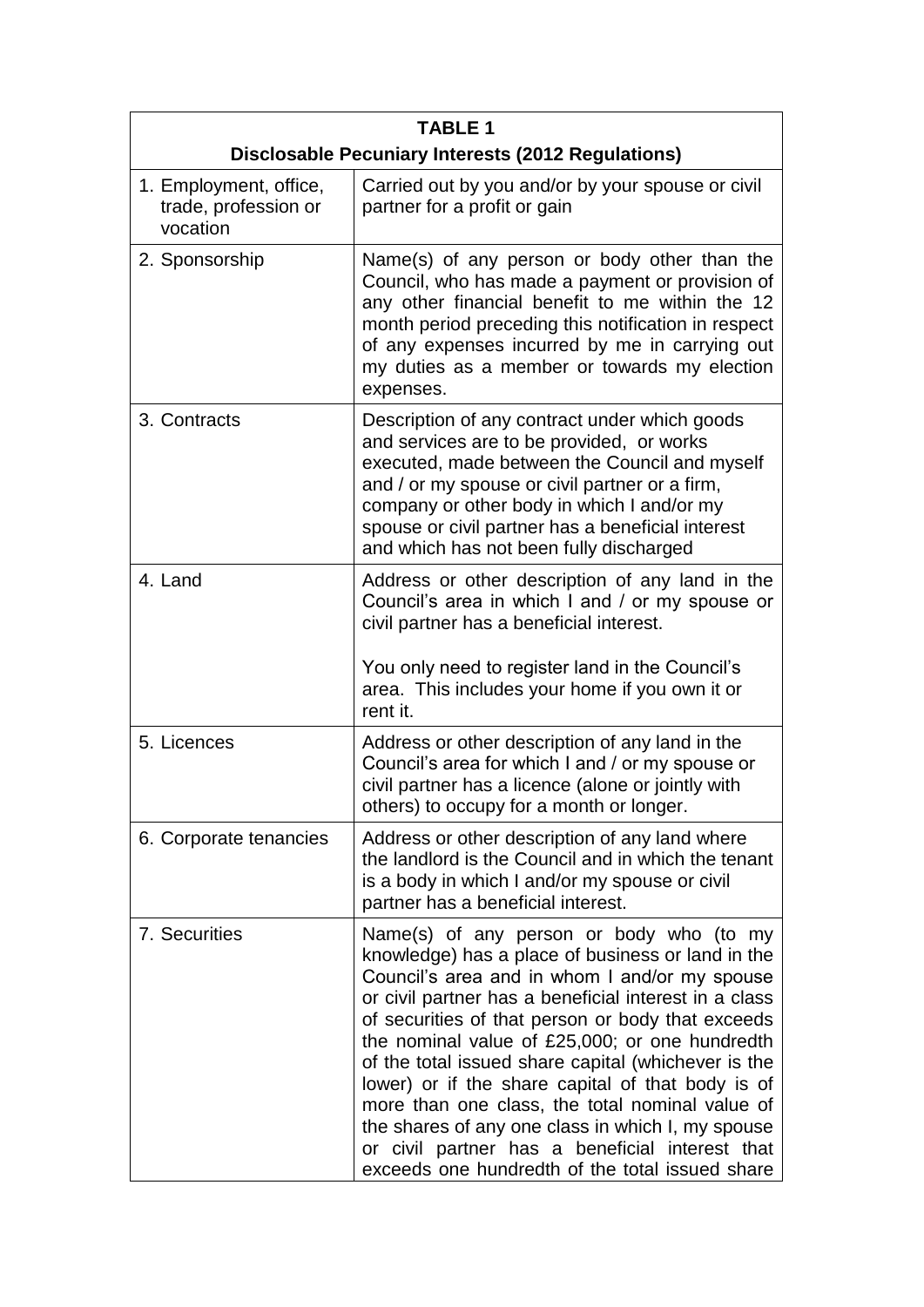| TABLE 1<br>Disclosable Pecuniary Interests (2012 Regulations) | |
|---|---|
| 1. Employment, office, trade, profession or vocation | Carried out by you and/or by your spouse or civil partner for a profit or gain |
| 2. Sponsorship | Name(s) of any person or body other than the Council, who has made a payment or provision of any other financial benefit to me within the 12 month period preceding this notification in respect of any expenses incurred by me in carrying out my duties as a member or towards my election expenses. |
| 3. Contracts | Description of any contract under which goods and services are to be provided, or works executed, made between the Council and myself and / or my spouse or civil partner or a firm, company or other body in which I and/or my spouse or civil partner has a beneficial interest and which has not been fully discharged |
| 4. Land | Address or other description of any land in the Council's area in which I and / or my spouse or civil partner has a beneficial interest.<br><br>You only need to register land in the Council's area. This includes your home if you own it or rent it. |
| 5. Licences | Address or other description of any land in the Council's area for which I and / or my spouse or civil partner has a licence (alone or jointly with others) to occupy for a month or longer. |
| 6. Corporate tenancies | Address or other description of any land where the landlord is the Council and in which the tenant is a body in which I and/or my spouse or civil partner has a beneficial interest. |
| 7. Securities | Name(s) of any person or body who (to my knowledge) has a place of business or land in the Council's area and in whom I and/or my spouse or civil partner has a beneficial interest in a class of securities of that person or body that exceeds the nominal value of £25,000; or one hundredth of the total issued share capital (whichever is the lower) or if the share capital of that body is of more than one class, the total nominal value of the shares of any one class in which I, my spouse or civil partner has a beneficial interest that exceeds one hundredth of the total issued share |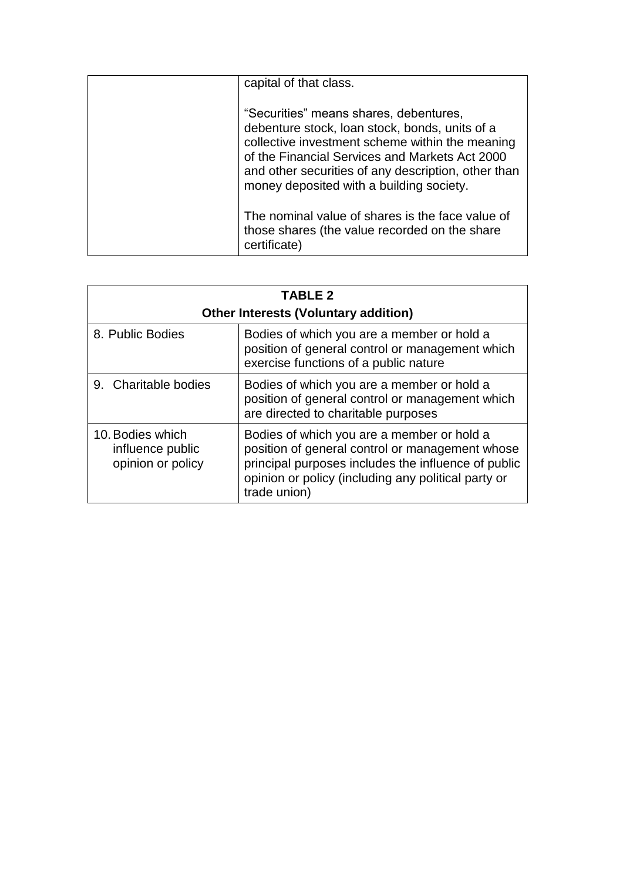| | |
|---|---|
| | capital of that class.<br><br>"Securities" means shares, debentures, debenture stock, loan stock, bonds, units of a collective investment scheme within the meaning of the Financial Services and Markets Act 2000 and other securities of any description, other than money deposited with a building society.<br><br>The nominal value of shares is the face value of those shares (the value recorded on the share certificate) |

| **TABLE 2**<br>**Other Interests (Voluntary addition)** | |
|---|---|
| 8. Public Bodies | Bodies of which you are a member or hold a position of general control or management which exercise functions of a public nature |
| 9. Charitable bodies | Bodies of which you are a member or hold a position of general control or management which are directed to charitable purposes |
| 10. Bodies which influence public opinion or policy | Bodies of which you are a member or hold a position of general control or management whose principal purposes includes the influence of public opinion or policy (including any political party or trade union) |